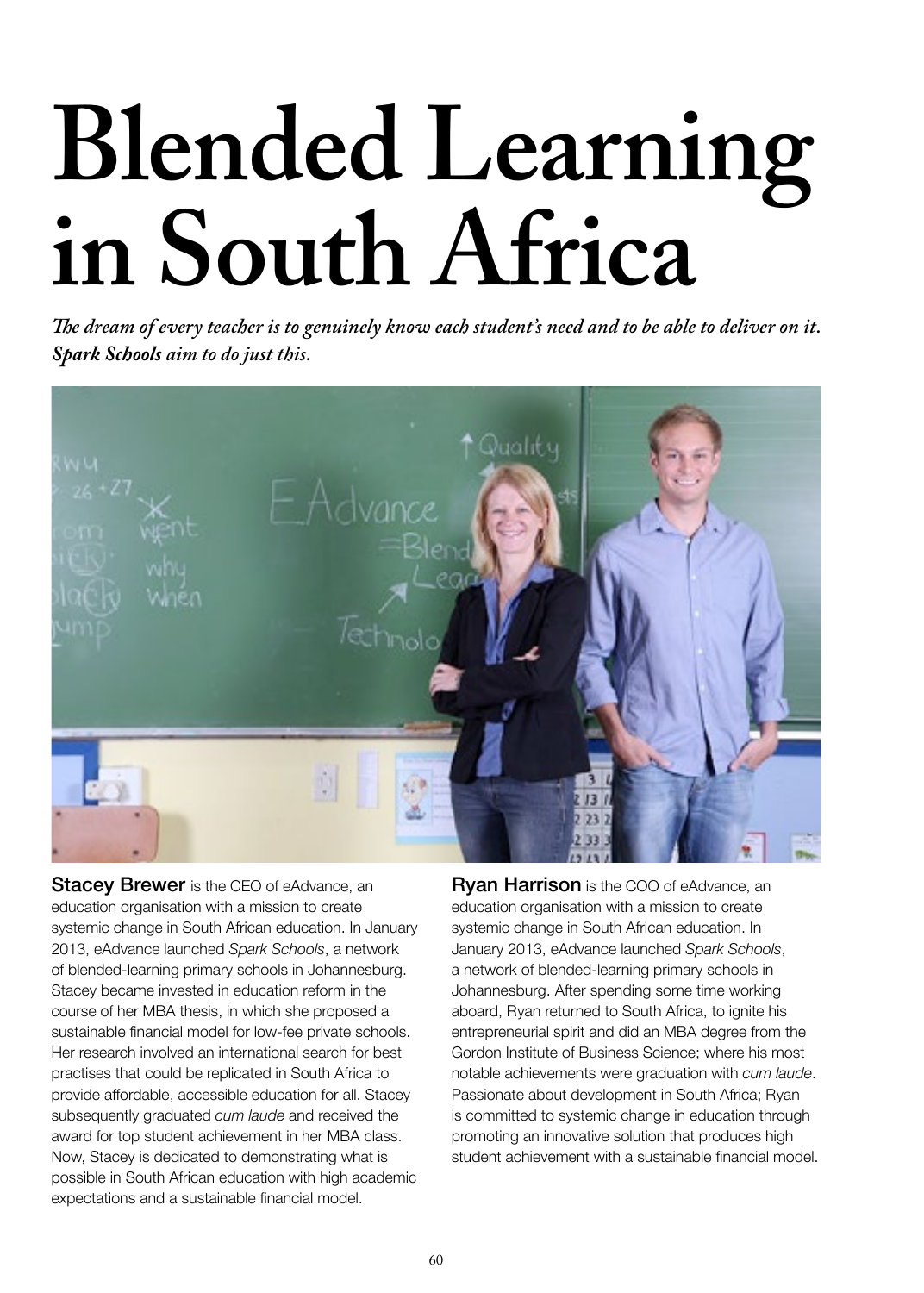# Blended Learning in South Africa

***The dream of every teacher is to genuinely know each student's need and to be able to deliver on it. Spark Schools aim to do just this.***

**Stacey Brewer** is the CEO of eAdvance, an education organisation with a mission to create systemic change in South African education. In January 2013, eAdvance launched *Spark Schools*, a network of blended-learning primary schools in Johannesburg. Stacey became invested in education reform in the course of her MBA thesis, in which she proposed a sustainable financial model for low-fee private schools. Her research involved an international search for best practises that could be replicated in South Africa to provide affordable, accessible education for all. Stacey subsequently graduated *cum laude* and received the award for top student achievement in her MBA class. Now, Stacey is dedicated to demonstrating what is possible in South African education with high academic expectations and a sustainable financial model.

**Ryan Harrison** is the COO of eAdvance, an education organisation with a mission to create systemic change in South African education. In January 2013, eAdvance launched *Spark Schools*, a network of blended-learning primary schools in Johannesburg. After spending some time working aboard, Ryan returned to South Africa, to ignite his entrepreneurial spirit and did an MBA degree from the Gordon Institute of Business Science; where his most notable achievements were graduation with *cum laude*. Passionate about development in South Africa; Ryan is committed to systemic change in education through promoting an innovative solution that produces high student achievement with a sustainable financial model.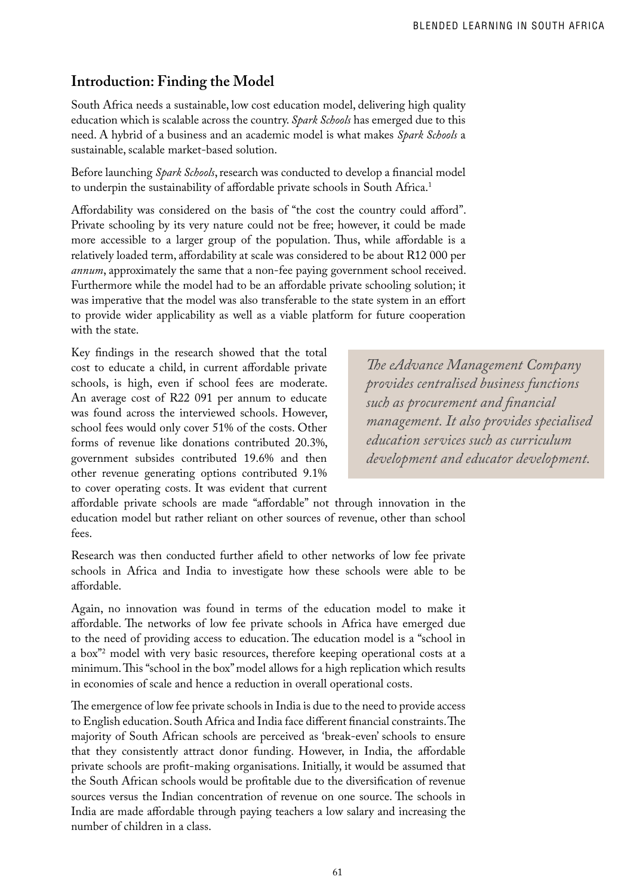## Introduction: Finding the Model

South Africa needs a sustainable, low cost education model, delivering high quality education which is scalable across the country. *Spark Schools* has emerged due to this need. A hybrid of a business and an academic model is what makes *Spark Schools* a sustainable, scalable market-based solution.

Before launching *Spark Schools*, research was conducted to develop a financial model to underpin the sustainability of affordable private schools in South Africa.[1]

Affordability was considered on the basis of "the cost the country could afford". Private schooling by its very nature could not be free; however, it could be made more accessible to a larger group of the population. Thus, while affordable is a relatively loaded term, affordability at scale was considered to be about R12 000 per *annum*, approximately the same that a non-fee paying government school received. Furthermore while the model had to be an affordable private schooling solution; it was imperative that the model was also transferable to the state system in an effort to provide wider applicability as well as a viable platform for future cooperation with the state.

Key findings in the research showed that the total cost to educate a child, in current affordable private schools, is high, even if school fees are moderate. An average cost of R22 091 per annum to educate was found across the interviewed schools. However, school fees would only cover 51% of the costs. Other forms of revenue like donations contributed 20.3%, government subsides contributed 19.6% and then other revenue generating options contributed 9.1% to cover operating costs. It was evident that current affordable private schools are made "affordable" not through innovation in the education model but rather reliant on other sources of revenue, other than school fees.

> *The eAdvance Management Company provides centralised business functions such as procurement and financial management. It also provides specialised education services such as curriculum development and educator development.*

Research was then conducted further afield to other networks of low fee private schools in Africa and India to investigate how these schools were able to be affordable.

Again, no innovation was found in terms of the education model to make it affordable. The networks of low fee private schools in Africa have emerged due to the need of providing access to education. The education model is a "school in a box"[2] model with very basic resources, therefore keeping operational costs at a minimum. This "school in the box" model allows for a high replication which results in economies of scale and hence a reduction in overall operational costs.

The emergence of low fee private schools in India is due to the need to provide access to English education. South Africa and India face different financial constraints. The majority of South African schools are perceived as 'break-even' schools to ensure that they consistently attract donor funding. However, in India, the affordable private schools are profit-making organisations. Initially, it would be assumed that the South African schools would be profitable due to the diversification of revenue sources versus the Indian concentration of revenue on one source. The schools in India are made affordable through paying teachers a low salary and increasing the number of children in a class.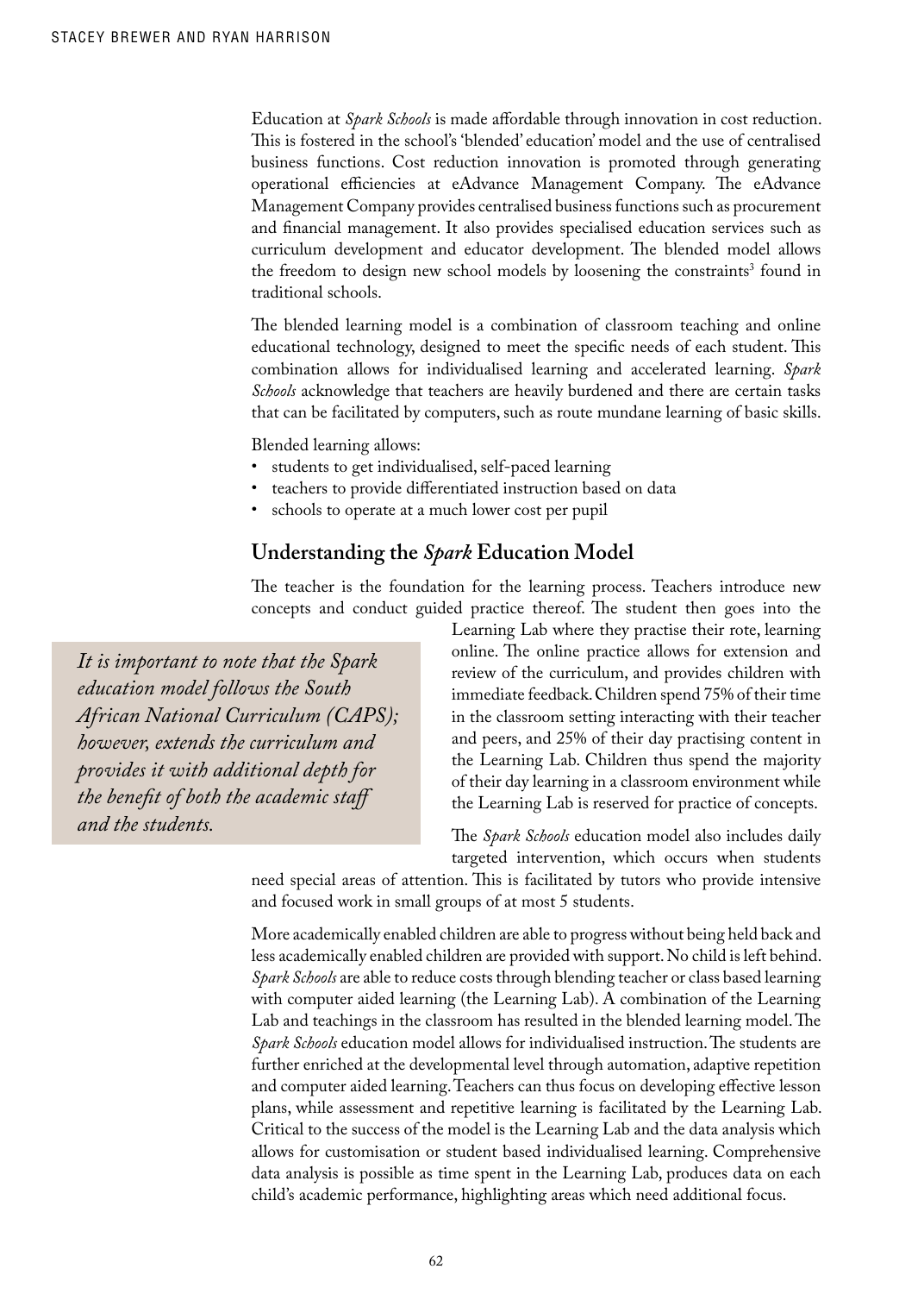Education at *Spark Schools* is made affordable through innovation in cost reduction. This is fostered in the school's 'blended' education' model and the use of centralised business functions. Cost reduction innovation is promoted through generating operational efficiencies at eAdvance Management Company. The eAdvance Management Company provides centralised business functions such as procurement and financial management. It also provides specialised education services such as curriculum development and educator development. The blended model allows the freedom to design new school models by loosening the constraints[3] found in traditional schools.

The blended learning model is a combination of classroom teaching and online educational technology, designed to meet the specific needs of each student. This combination allows for individualised learning and accelerated learning. *Spark Schools* acknowledge that teachers are heavily burdened and there are certain tasks that can be facilitated by computers, such as route mundane learning of basic skills.

Blended learning allows:

- students to get individualised, self-paced learning
- teachers to provide differentiated instruction based on data
- schools to operate at a much lower cost per pupil

## Understanding the *Spark* Education Model

The teacher is the foundation for the learning process. Teachers introduce new concepts and conduct guided practice thereof. The student then goes into the Learning Lab where they practise their rote, learning online. The online practice allows for extension and review of the curriculum, and provides children with immediate feedback. Children spend 75% of their time in the classroom setting interacting with their teacher and peers, and 25% of their day practising content in the Learning Lab. Children thus spend the majority of their day learning in a classroom environment while the Learning Lab is reserved for practice of concepts.

> *It is important to note that the Spark education model follows the South African National Curriculum (CAPS); however, extends the curriculum and provides it with additional depth for the benefit of both the academic staff and the students.*

The *Spark Schools* education model also includes daily targeted intervention, which occurs when students need special areas of attention. This is facilitated by tutors who provide intensive and focused work in small groups of at most 5 students.

More academically enabled children are able to progress without being held back and less academically enabled children are provided with support. No child is left behind. *Spark Schools* are able to reduce costs through blending teacher or class based learning with computer aided learning (the Learning Lab). A combination of the Learning Lab and teachings in the classroom has resulted in the blended learning model. The *Spark Schools* education model allows for individualised instruction. The students are further enriched at the developmental level through automation, adaptive repetition and computer aided learning. Teachers can thus focus on developing effective lesson plans, while assessment and repetitive learning is facilitated by the Learning Lab. Critical to the success of the model is the Learning Lab and the data analysis which allows for customisation or student based individualised learning. Comprehensive data analysis is possible as time spent in the Learning Lab, produces data on each child's academic performance, highlighting areas which need additional focus.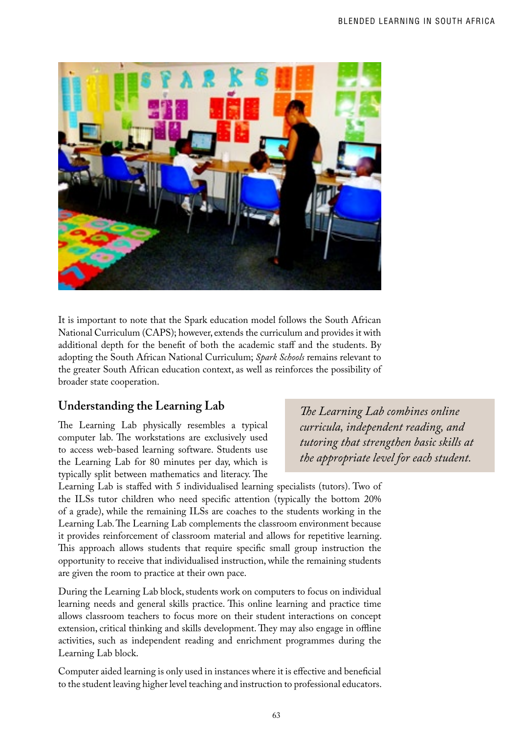It is important to note that the Spark education model follows the South African National Curriculum (CAPS); however, extends the curriculum and provides it with additional depth for the benefit of both the academic staff and the students. By adopting the South African National Curriculum; *Spark Schools* remains relevant to the greater South African education context, as well as reinforces the possibility of broader state cooperation.

## Understanding the Learning Lab

> *The Learning Lab combines online curricula, independent reading, and tutoring that strengthen basic skills at the appropriate level for each student.*

The Learning Lab physically resembles a typical computer lab. The workstations are exclusively used to access web-based learning software. Students use the Learning Lab for 80 minutes per day, which is typically split between mathematics and literacy. The Learning Lab is staffed with 5 individualised learning specialists (tutors). Two of the ILSs tutor children who need specific attention (typically the bottom 20% of a grade), while the remaining ILSs are coaches to the students working in the Learning Lab. The Learning Lab complements the classroom environment because it provides reinforcement of classroom material and allows for repetitive learning. This approach allows students that require specific small group instruction the opportunity to receive that individualised instruction, while the remaining students are given the room to practice at their own pace.

During the Learning Lab block, students work on computers to focus on individual learning needs and general skills practice. This online learning and practice time allows classroom teachers to focus more on their student interactions on concept extension, critical thinking and skills development. They may also engage in offline activities, such as independent reading and enrichment programmes during the Learning Lab block.

Computer aided learning is only used in instances where it is effective and beneficial to the student leaving higher level teaching and instruction to professional educators.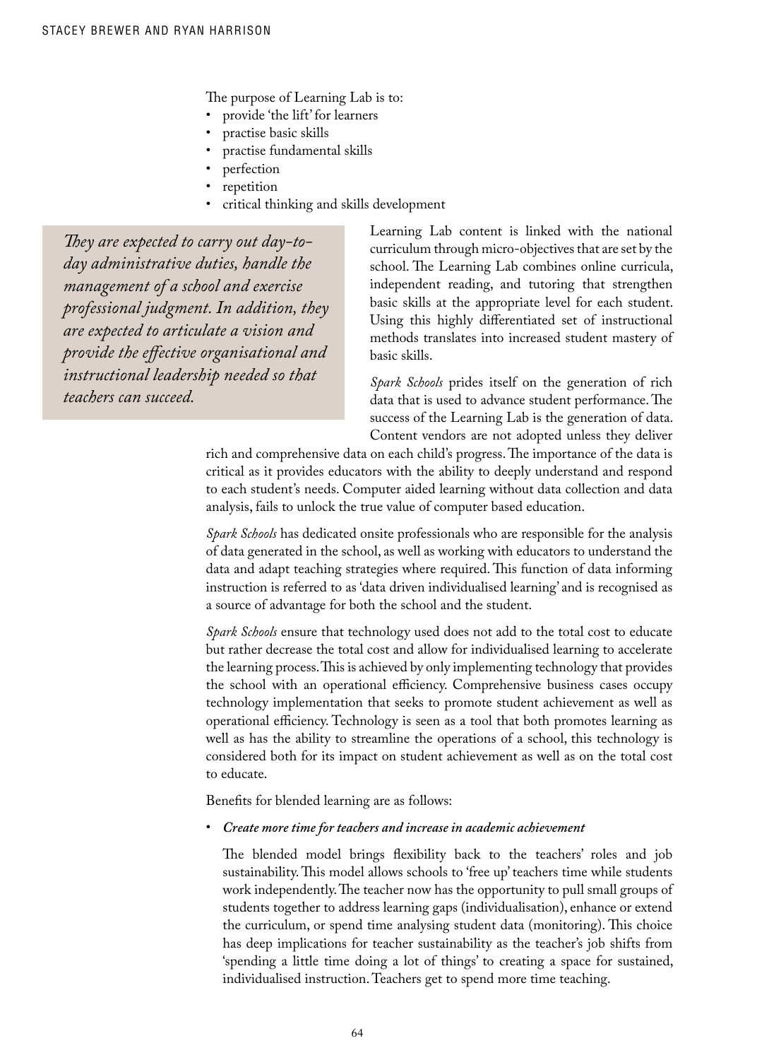The purpose of Learning Lab is to:

- provide 'the lift' for learners
- practise basic skills
- practise fundamental skills
- perfection
- repetition
- critical thinking and skills development

> *They are expected to carry out day-to-day administrative duties, handle the management of a school and exercise professional judgment. In addition, they are expected to articulate a vision and provide the effective organisational and instructional leadership needed so that teachers can succeed.*

Learning Lab content is linked with the national curriculum through micro-objectives that are set by the school. The Learning Lab combines online curricula, independent reading, and tutoring that strengthen basic skills at the appropriate level for each student. Using this highly differentiated set of instructional methods translates into increased student mastery of basic skills.

*Spark Schools* prides itself on the generation of rich data that is used to advance student performance. The success of the Learning Lab is the generation of data. Content vendors are not adopted unless they deliver rich and comprehensive data on each child's progress. The importance of the data is critical as it provides educators with the ability to deeply understand and respond to each student's needs. Computer aided learning without data collection and data analysis, fails to unlock the true value of computer based education.

*Spark Schools* has dedicated onsite professionals who are responsible for the analysis of data generated in the school, as well as working with educators to understand the data and adapt teaching strategies where required. This function of data informing instruction is referred to as 'data driven individualised learning' and is recognised as a source of advantage for both the school and the student.

*Spark Schools* ensure that technology used does not add to the total cost to educate but rather decrease the total cost and allow for individualised learning to accelerate the learning process. This is achieved by only implementing technology that provides the school with an operational efficiency. Comprehensive business cases occupy technology implementation that seeks to promote student achievement as well as operational efficiency. Technology is seen as a tool that both promotes learning as well as has the ability to streamline the operations of a school, this technology is considered both for its impact on student achievement as well as on the total cost to educate.

Benefits for blended learning are as follows:

- ***Create more time for teachers and increase in academic achievement***

  The blended model brings flexibility back to the teachers' roles and job sustainability. This model allows schools to 'free up' teachers time while students work independently. The teacher now has the opportunity to pull small groups of students together to address learning gaps (individualisation), enhance or extend the curriculum, or spend time analysing student data (monitoring). This choice has deep implications for teacher sustainability as the teacher's job shifts from 'spending a little time doing a lot of things' to creating a space for sustained, individualised instruction. Teachers get to spend more time teaching.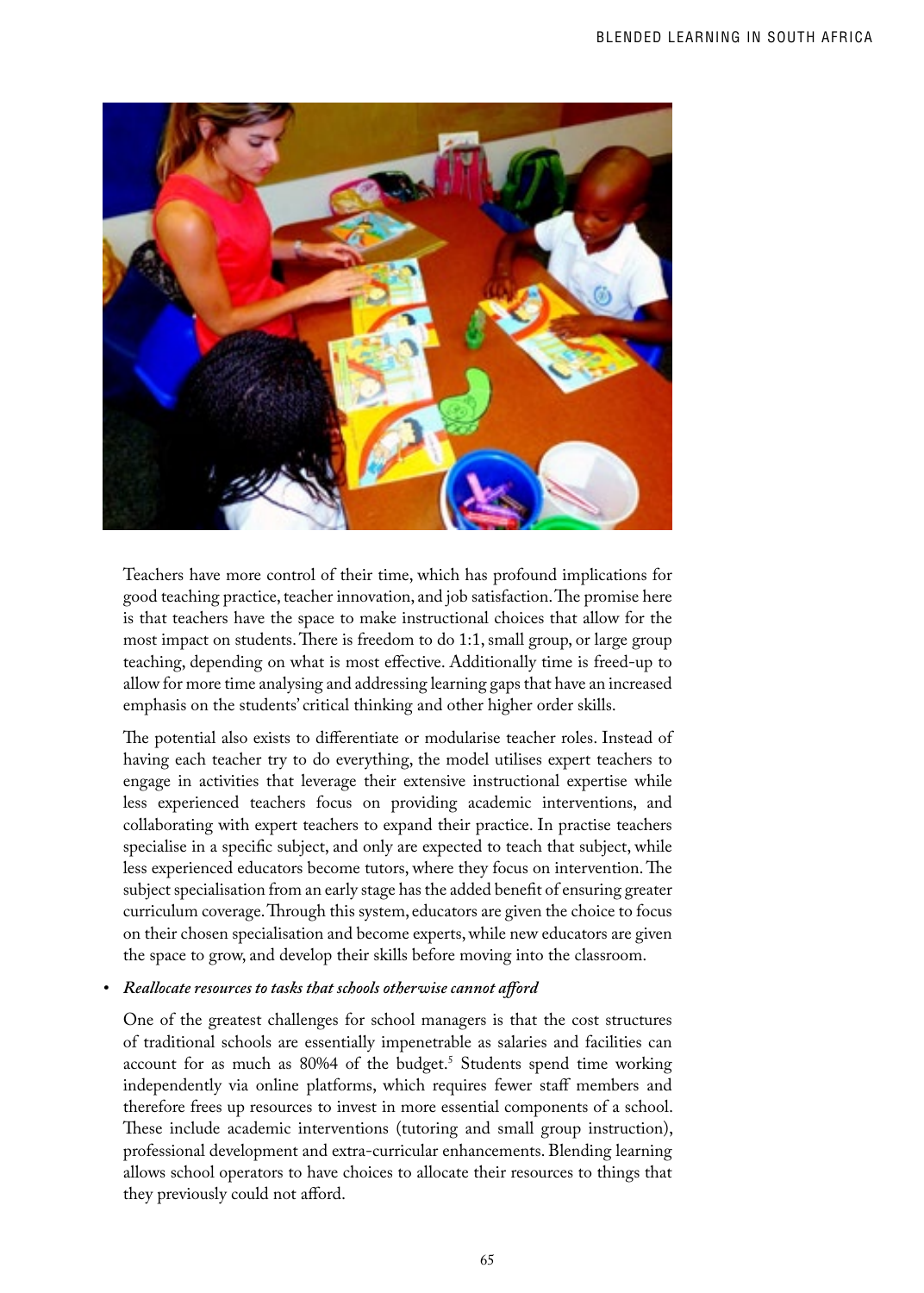Teachers have more control of their time, which has profound implications for good teaching practice, teacher innovation, and job satisfaction. The promise here is that teachers have the space to make instructional choices that allow for the most impact on students. There is freedom to do 1:1, small group, or large group teaching, depending on what is most effective. Additionally time is freed-up to allow for more time analysing and addressing learning gaps that have an increased emphasis on the students' critical thinking and other higher order skills.

The potential also exists to differentiate or modularise teacher roles. Instead of having each teacher try to do everything, the model utilises expert teachers to engage in activities that leverage their extensive instructional expertise while less experienced teachers focus on providing academic interventions, and collaborating with expert teachers to expand their practice. In practise teachers specialise in a specific subject, and only are expected to teach that subject, while less experienced educators become tutors, where they focus on intervention. The subject specialisation from an early stage has the added benefit of ensuring greater curriculum coverage. Through this system, educators are given the choice to focus on their chosen specialisation and become experts, while new educators are given the space to grow, and develop their skills before moving into the classroom.

- ***Reallocate resources to tasks that schools otherwise cannot afford***

One of the greatest challenges for school managers is that the cost structures of traditional schools are essentially impenetrable as salaries and facilities can account for as much as 80%4 of the budget.[5] Students spend time working independently via online platforms, which requires fewer staff members and therefore frees up resources to invest in more essential components of a school. These include academic interventions (tutoring and small group instruction), professional development and extra-curricular enhancements. Blending learning allows school operators to have choices to allocate their resources to things that they previously could not afford.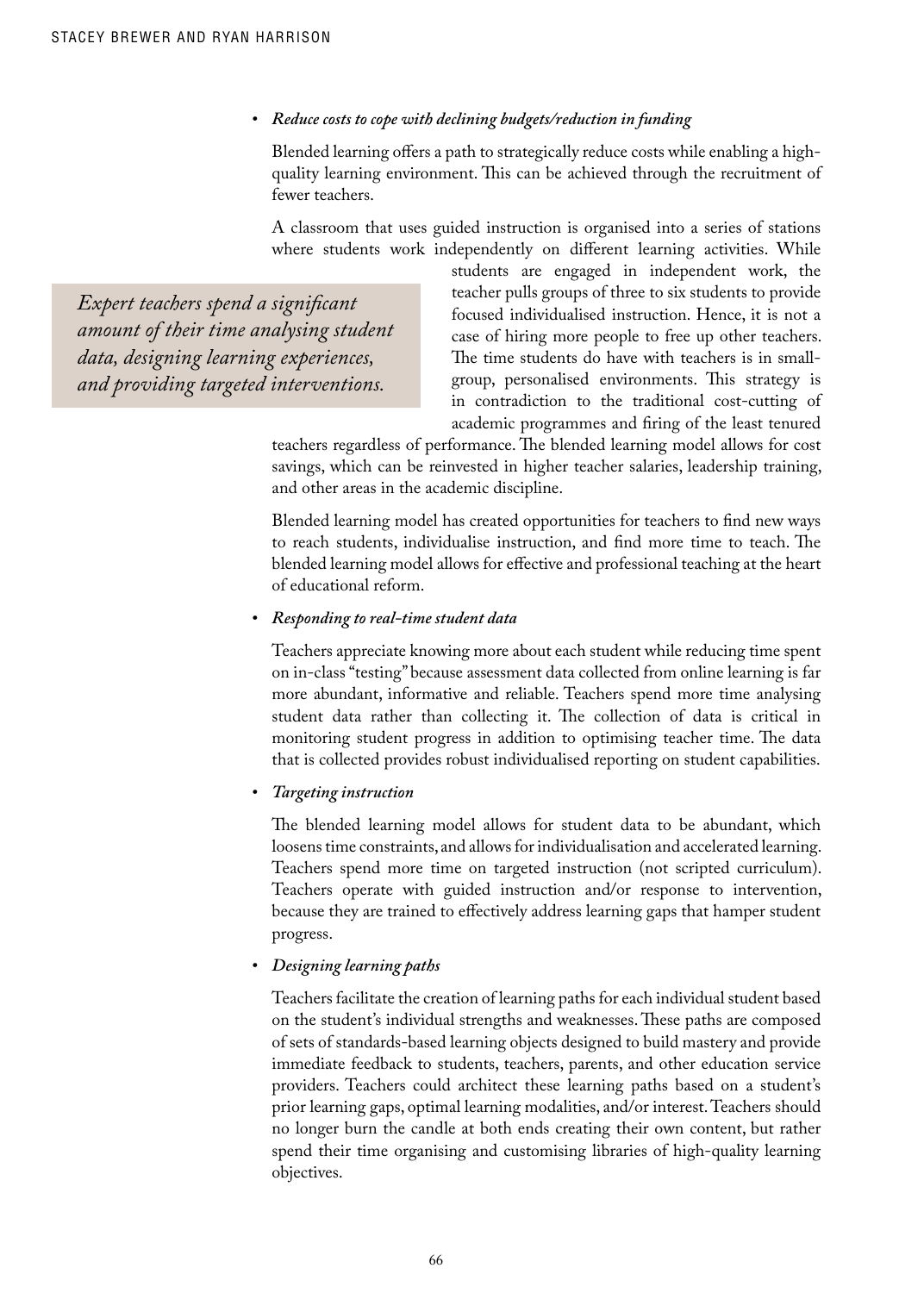- ***Reduce costs to cope with declining budgets/reduction in funding***

  Blended learning offers a path to strategically reduce costs while enabling a high-quality learning environment. This can be achieved through the recruitment of fewer teachers.

  A classroom that uses guided instruction is organised into a series of stations where students work independently on different learning activities. While students are engaged in independent work, the teacher pulls groups of three to six students to provide focused individualised instruction. Hence, it is not a case of hiring more people to free up other teachers. The time students do have with teachers is in small-group, personalised environments. This strategy is in contradiction to the traditional cost-cutting of academic programmes and firing of the least tenured teachers regardless of performance. The blended learning model allows for cost savings, which can be reinvested in higher teacher salaries, leadership training, and other areas in the academic discipline.

  > *Expert teachers spend a significant amount of their time analysing student data, designing learning experiences, and providing targeted interventions.*

  Blended learning model has created opportunities for teachers to find new ways to reach students, individualise instruction, and find more time to teach. The blended learning model allows for effective and professional teaching at the heart of educational reform.

- ***Responding to real-time student data***

  Teachers appreciate knowing more about each student while reducing time spent on in-class "testing" because assessment data collected from online learning is far more abundant, informative and reliable. Teachers spend more time analysing student data rather than collecting it. The collection of data is critical in monitoring student progress in addition to optimising teacher time. The data that is collected provides robust individualised reporting on student capabilities.

- ***Targeting instruction***

  The blended learning model allows for student data to be abundant, which loosens time constraints, and allows for individualisation and accelerated learning. Teachers spend more time on targeted instruction (not scripted curriculum). Teachers operate with guided instruction and/or response to intervention, because they are trained to effectively address learning gaps that hamper student progress.

- ***Designing learning paths***

  Teachers facilitate the creation of learning paths for each individual student based on the student's individual strengths and weaknesses. These paths are composed of sets of standards-based learning objects designed to build mastery and provide immediate feedback to students, teachers, parents, and other education service providers. Teachers could architect these learning paths based on a student's prior learning gaps, optimal learning modalities, and/or interest. Teachers should no longer burn the candle at both ends creating their own content, but rather spend their time organising and customising libraries of high-quality learning objectives.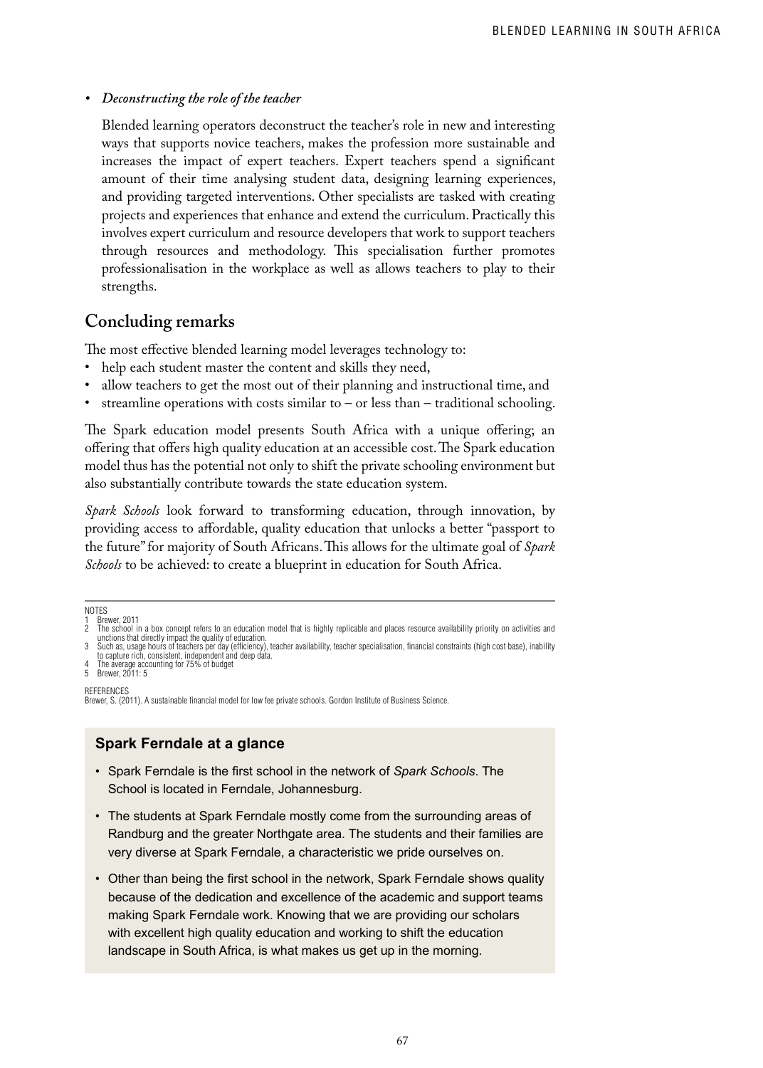- ***Deconstructing the role of the teacher***

  Blended learning operators deconstruct the teacher's role in new and interesting ways that supports novice teachers, makes the profession more sustainable and increases the impact of expert teachers. Expert teachers spend a significant amount of their time analysing student data, designing learning experiences, and providing targeted interventions. Other specialists are tasked with creating projects and experiences that enhance and extend the curriculum. Practically this involves expert curriculum and resource developers that work to support teachers through resources and methodology. This specialisation further promotes professionalisation in the workplace as well as allows teachers to play to their strengths.

## Concluding remarks

The most effective blended learning model leverages technology to:

- help each student master the content and skills they need,
- allow teachers to get the most out of their planning and instructional time, and
- streamline operations with costs similar to – or less than – traditional schooling.

The Spark education model presents South Africa with a unique offering; an offering that offers high quality education at an accessible cost. The Spark education model thus has the potential not only to shift the private schooling environment but also substantially contribute towards the state education system.

*Spark Schools* look forward to transforming education, through innovation, by providing access to affordable, quality education that unlocks a better "passport to the future" for majority of South Africans. This allows for the ultimate goal of *Spark Schools* to be achieved: to create a blueprint in education for South Africa.

NOTES

1 Brewer, 2011
2 The school in a box concept refers to an education model that is highly replicable and places resource availability priority on activities and unctions that directly impact the quality of education.
3 Such as, usage hours of teachers per day (efficiency), teacher availability, teacher specialisation, financial constraints (high cost base), inability to capture rich, consistent, independent and deep data.
4 The average accounting for 75% of budget
5 Brewer, 2011: 5

REFERENCES

Brewer, S. (2011). A sustainable financial model for low fee private schools. Gordon Institute of Business Science.

### Spark Ferndale at a glance

- Spark Ferndale is the first school in the network of *Spark Schools*. The School is located in Ferndale, Johannesburg.
- The students at Spark Ferndale mostly come from the surrounding areas of Randburg and the greater Northgate area. The students and their families are very diverse at Spark Ferndale, a characteristic we pride ourselves on.
- Other than being the first school in the network, Spark Ferndale shows quality because of the dedication and excellence of the academic and support teams making Spark Ferndale work. Knowing that we are providing our scholars with excellent high quality education and working to shift the education landscape in South Africa, is what makes us get up in the morning.